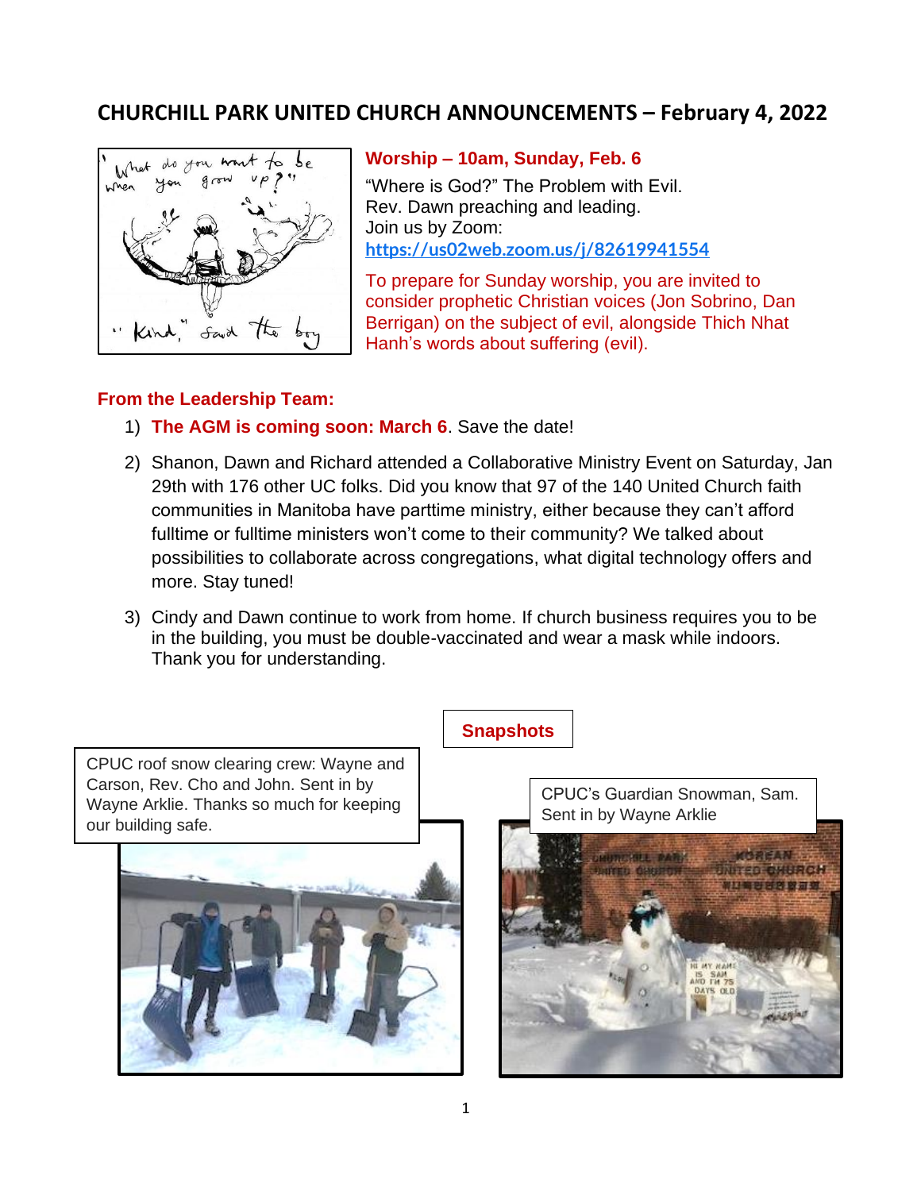# CHURCHILL PARK UNITED CHURCH ANNOUNCEMENTS – February 4, 2022

**Worship – 10am, Sunday, Feb. 6**

"Where is God?" The Problem with Evil.
Rev. Dawn preaching and leading.
Join us by Zoom:
https://us02web.zoom.us/j/82619941554

To prepare for Sunday worship, you are invited to consider prophetic Christian voices (Jon Sobrino, Dan Berrigan) on the subject of evil, alongside Thich Nhat Hanh's words about suffering (evil).

**From the Leadership Team:**

1) **The AGM is coming soon: March 6**. Save the date!
2) Shanon, Dawn and Richard attended a Collaborative Ministry Event on Saturday, Jan 29th with 176 other UC folks. Did you know that 97 of the 140 United Church faith communities in Manitoba have parttime ministry, either because they can't afford fulltime or fulltime ministers won't come to their community? We talked about possibilities to collaborate across congregations, what digital technology offers and more. Stay tuned!
3) Cindy and Dawn continue to work from home. If church business requires you to be in the building, you must be double-vaccinated and wear a mask while indoors. Thank you for understanding.

**Snapshots**

CPUC roof snow clearing crew: Wayne and Carson, Rev. Cho and John. Sent in by Wayne Arklie. Thanks so much for keeping our building safe.

CPUC's Guardian Snowman, Sam. Sent in by Wayne Arklie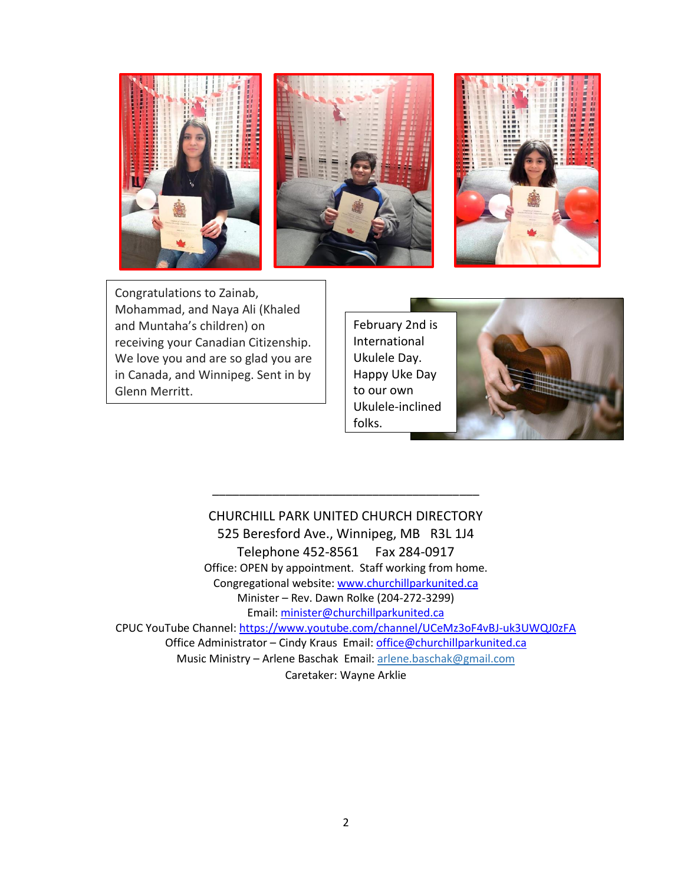Congratulations to Zainab, Mohammad, and Naya Ali (Khaled and Muntaha's children) on receiving your Canadian Citizenship. We love you and are so glad you are in Canada, and Winnipeg. Sent in by Glenn Merritt.

February 2nd is International Ukulele Day. Happy Uke Day to our own Ukulele-inclined folks.

---

CHURCHILL PARK UNITED CHURCH DIRECTORY

525 Beresford Ave., Winnipeg, MB R3L 1J4

Telephone 452-8561 Fax 284-0917

Office: OPEN by appointment. Staff working from home.

Congregational website: www.churchillparkunited.ca

Minister – Rev. Dawn Rolke (204-272-3299)

Email: minister@churchillparkunited.ca

CPUC YouTube Channel: https://www.youtube.com/channel/UCeMz3oF4vBJ-uk3UWQJ0zFA

Office Administrator – Cindy Kraus Email: office@churchillparkunited.ca

Music Ministry – Arlene Baschak Email: arlene.baschak@gmail.com

Caretaker: Wayne Arklie